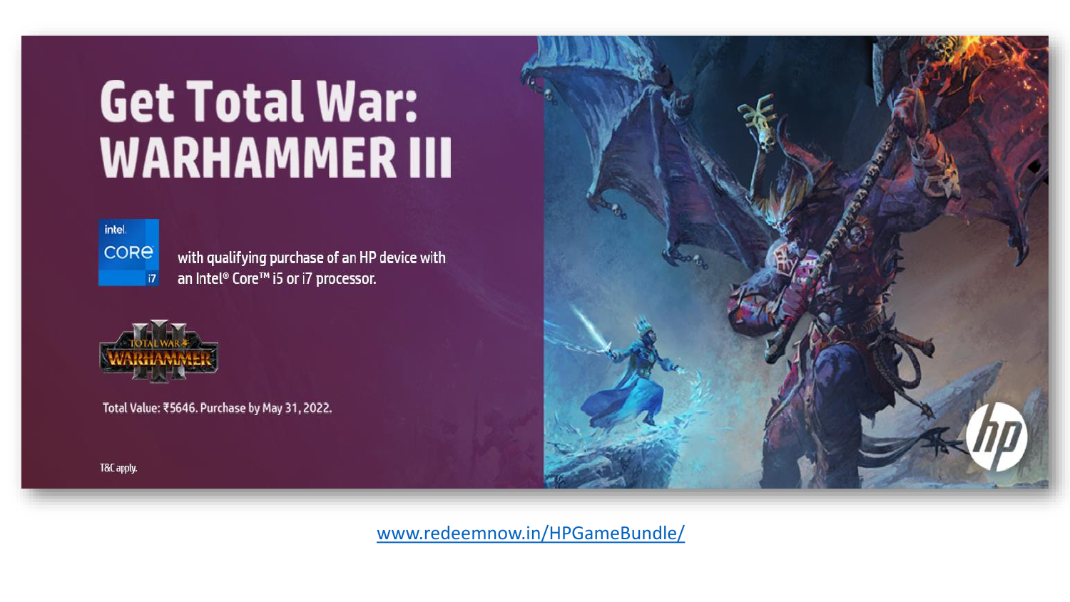# Get Total War: WARHAMMER III

with qualifying purchase of an HP device with an Intel® Core™ i5 or i7 processor.

Total Value: ₹5646. Purchase by May 31, 2022.

T&C apply.

www.redeemnow.in/HPGameBundle/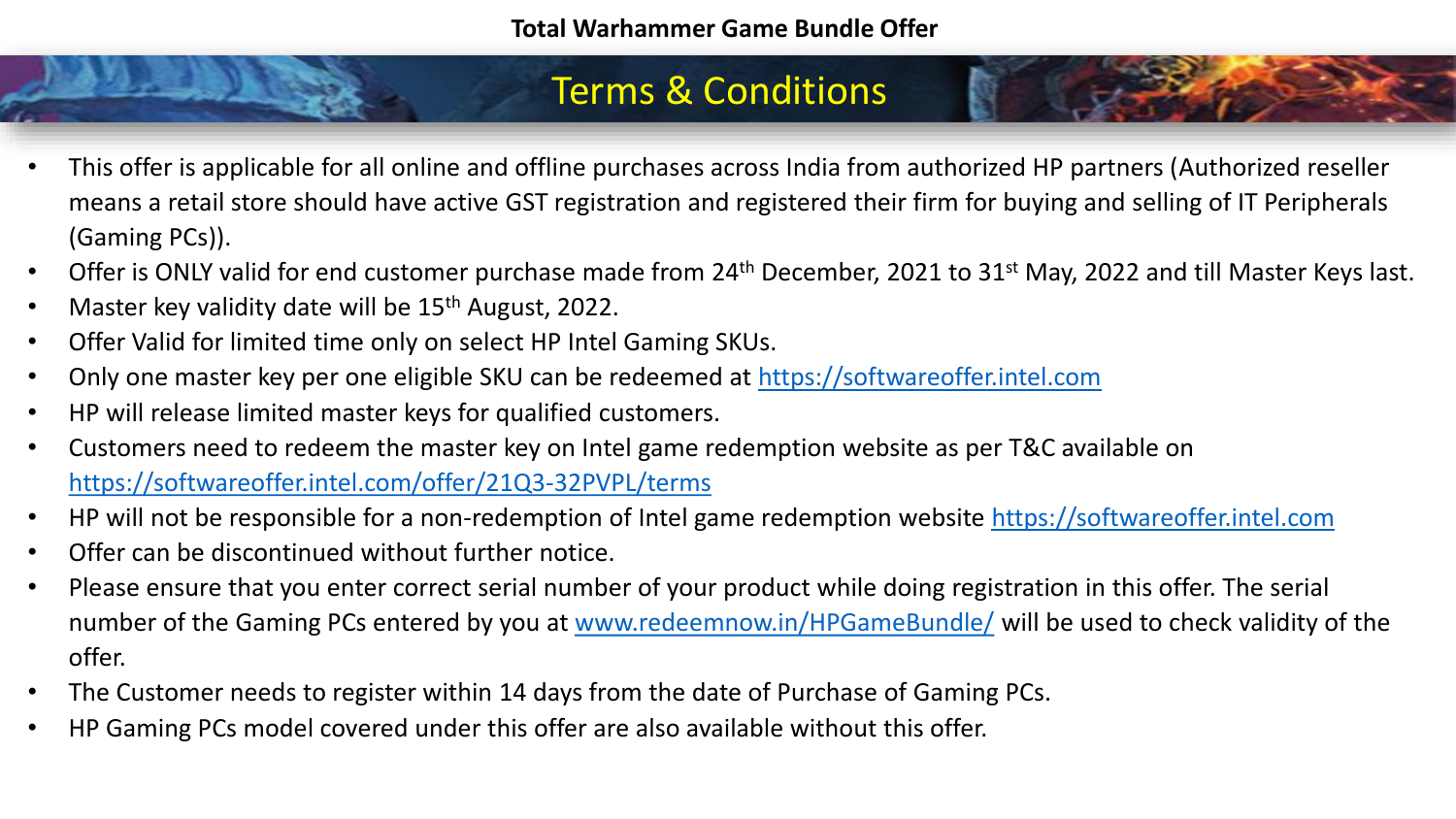**Total Warhammer Game Bundle Offer**

# Terms & Conditions

- This offer is applicable for all online and offline purchases across India from authorized HP partners (Authorized reseller means a retail store should have active GST registration and registered their firm for buying and selling of IT Peripherals (Gaming PCs)).
- Offer is ONLY valid for end customer purchase made from 24th December, 2021 to 31st May, 2022 and till Master Keys last.
- Master key validity date will be 15th August, 2022.
- Offer Valid for limited time only on select HP Intel Gaming SKUs.
- Only one master key per one eligible SKU can be redeemed at https://softwareoffer.intel.com
- HP will release limited master keys for qualified customers.
- Customers need to redeem the master key on Intel game redemption website as per T&C available on https://softwareoffer.intel.com/offer/21Q3-32PVPL/terms
- HP will not be responsible for a non-redemption of Intel game redemption website https://softwareoffer.intel.com
- Offer can be discontinued without further notice.
- Please ensure that you enter correct serial number of your product while doing registration in this offer. The serial number of the Gaming PCs entered by you at www.redeemnow.in/HPGameBundle/ will be used to check validity of the offer.
- The Customer needs to register within 14 days from the date of Purchase of Gaming PCs.
- HP Gaming PCs model covered under this offer are also available without this offer.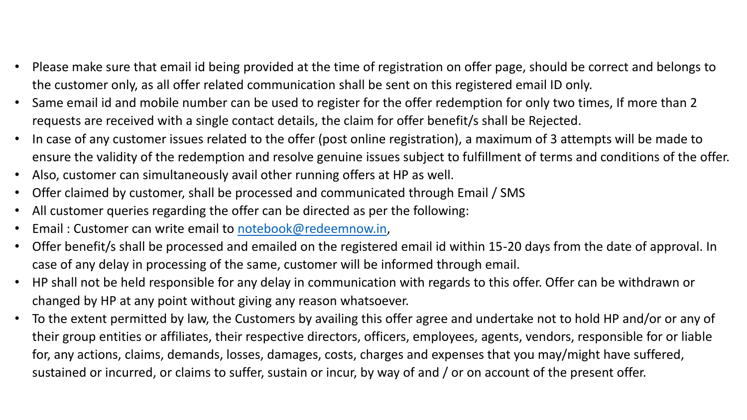- Please make sure that email id being provided at the time of registration on offer page, should be correct and belongs to the customer only, as all offer related communication shall be sent on this registered email ID only.
- Same email id and mobile number can be used to register for the offer redemption for only two times, If more than 2 requests are received with a single contact details, the claim for offer benefit/s shall be Rejected.
- In case of any customer issues related to the offer (post online registration), a maximum of 3 attempts will be made to ensure the validity of the redemption and resolve genuine issues subject to fulfillment of terms and conditions of the offer.
- Also, customer can simultaneously avail other running offers at HP as well.
- Offer claimed by customer, shall be processed and communicated through Email / SMS
- All customer queries regarding the offer can be directed as per the following:
- Email : Customer can write email to [notebook@redeemnow.in](mailto:notebook@redeemnow.in),
- Offer benefit/s shall be processed and emailed on the registered email id within 15-20 days from the date of approval. In case of any delay in processing of the same, customer will be informed through email.
- HP shall not be held responsible for any delay in communication with regards to this offer. Offer can be withdrawn or changed by HP at any point without giving any reason whatsoever.
- To the extent permitted by law, the Customers by availing this offer agree and undertake not to hold HP and/or or any of their group entities or affiliates, their respective directors, officers, employees, agents, vendors, responsible for or liable for, any actions, claims, demands, losses, damages, costs, charges and expenses that you may/might have suffered, sustained or incurred, or claims to suffer, sustain or incur, by way of and / or on account of the present offer.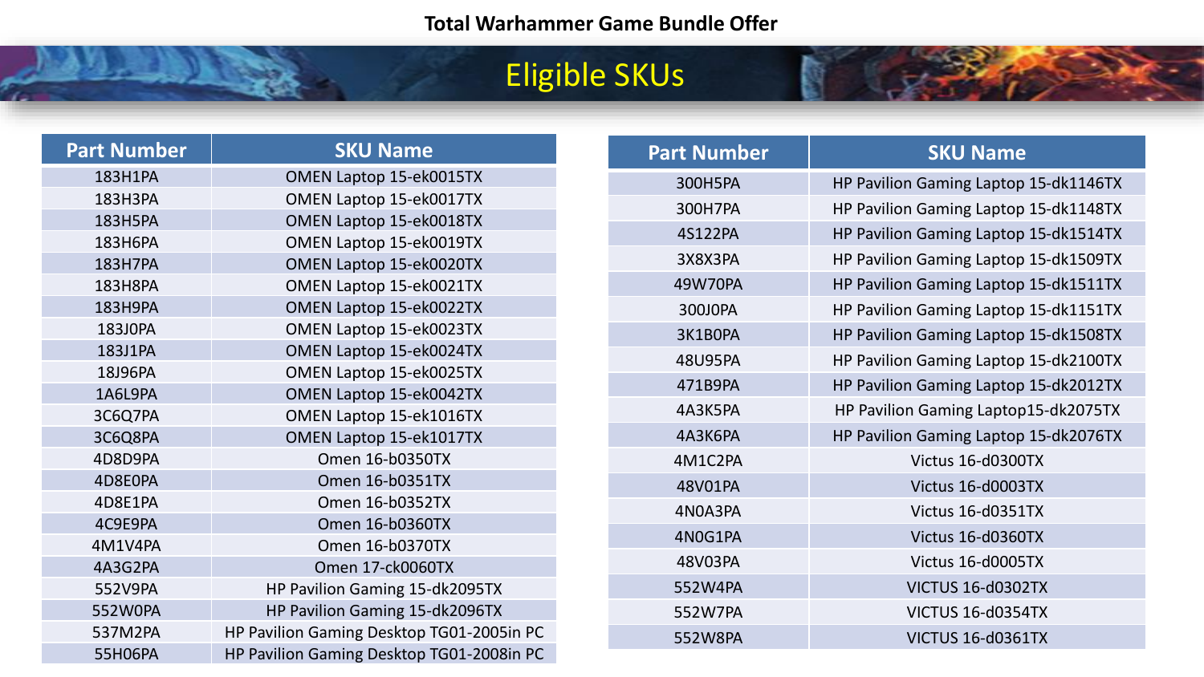# Total Warhammer Game Bundle Offer

## Eligible SKUs

| Part Number | SKU Name |
|---|---|
| 183H1PA | OMEN Laptop 15-ek0015TX |
| 183H3PA | OMEN Laptop 15-ek0017TX |
| 183H5PA | OMEN Laptop 15-ek0018TX |
| 183H6PA | OMEN Laptop 15-ek0019TX |
| 183H7PA | OMEN Laptop 15-ek0020TX |
| 183H8PA | OMEN Laptop 15-ek0021TX |
| 183H9PA | OMEN Laptop 15-ek0022TX |
| 183J0PA | OMEN Laptop 15-ek0023TX |
| 183J1PA | OMEN Laptop 15-ek0024TX |
| 18J96PA | OMEN Laptop 15-ek0025TX |
| 1A6L9PA | OMEN Laptop 15-ek0042TX |
| 3C6Q7PA | OMEN Laptop 15-ek1016TX |
| 3C6Q8PA | OMEN Laptop 15-ek1017TX |
| 4D8D9PA | Omen 16-b0350TX |
| 4D8E0PA | Omen 16-b0351TX |
| 4D8E1PA | Omen 16-b0352TX |
| 4C9E9PA | Omen 16-b0360TX |
| 4M1V4PA | Omen 16-b0370TX |
| 4A3G2PA | Omen 17-ck0060TX |
| 552V9PA | HP Pavilion Gaming 15-dk2095TX |
| 552W0PA | HP Pavilion Gaming 15-dk2096TX |
| 537M2PA | HP Pavilion Gaming Desktop TG01-2005in PC |
| 55H06PA | HP Pavilion Gaming Desktop TG01-2008in PC |

| Part Number | SKU Name |
|---|---|
| 300H5PA | HP Pavilion Gaming Laptop 15-dk1146TX |
| 300H7PA | HP Pavilion Gaming Laptop 15-dk1148TX |
| 4S122PA | HP Pavilion Gaming Laptop 15-dk1514TX |
| 3X8X3PA | HP Pavilion Gaming Laptop 15-dk1509TX |
| 49W70PA | HP Pavilion Gaming Laptop 15-dk1511TX |
| 300J0PA | HP Pavilion Gaming Laptop 15-dk1151TX |
| 3K1B0PA | HP Pavilion Gaming Laptop 15-dk1508TX |
| 48U95PA | HP Pavilion Gaming Laptop 15-dk2100TX |
| 471B9PA | HP Pavilion Gaming Laptop 15-dk2012TX |
| 4A3K5PA | HP Pavilion Gaming Laptop15-dk2075TX |
| 4A3K6PA | HP Pavilion Gaming Laptop 15-dk2076TX |
| 4M1C2PA | Victus 16-d0300TX |
| 48V01PA | Victus 16-d0003TX |
| 4N0A3PA | Victus 16-d0351TX |
| 4N0G1PA | Victus 16-d0360TX |
| 48V03PA | Victus 16-d0005TX |
| 552W4PA | VICTUS 16-d0302TX |
| 552W7PA | VICTUS 16-d0354TX |
| 552W8PA | VICTUS 16-d0361TX |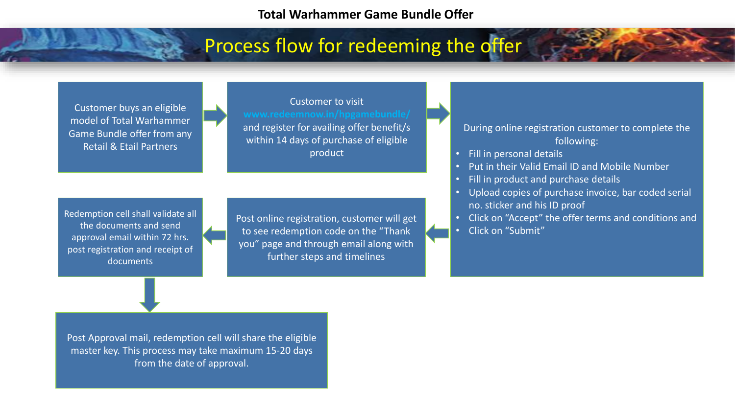**Total Warhammer Game Bundle Offer**

# Process flow for redeeming the offer

1. Customer buys an eligible model of Total Warhammer Game Bundle offer from any Retail & Etail Partners

2. Customer to visit www.redeemnow.in/hpgamebundle/ and register for availing offer benefit/s within 14 days of purchase of eligible product

3. During online registration customer to complete the following:
   - Fill in personal details
   - Put in their Valid Email ID and Mobile Number
   - Fill in product and purchase details
   - Upload copies of purchase invoice, bar coded serial no. sticker and his ID proof
   - Click on "Accept" the offer terms and conditions and
   - Click on "Submit"

4. Post online registration, customer will get to see redemption code on the "Thank you" page and through email along with further steps and timelines

5. Redemption cell shall validate all the documents and send approval email within 72 hrs. post registration and receipt of documents

6. Post Approval mail, redemption cell will share the eligible master key. This process may take maximum 15-20 days from the date of approval.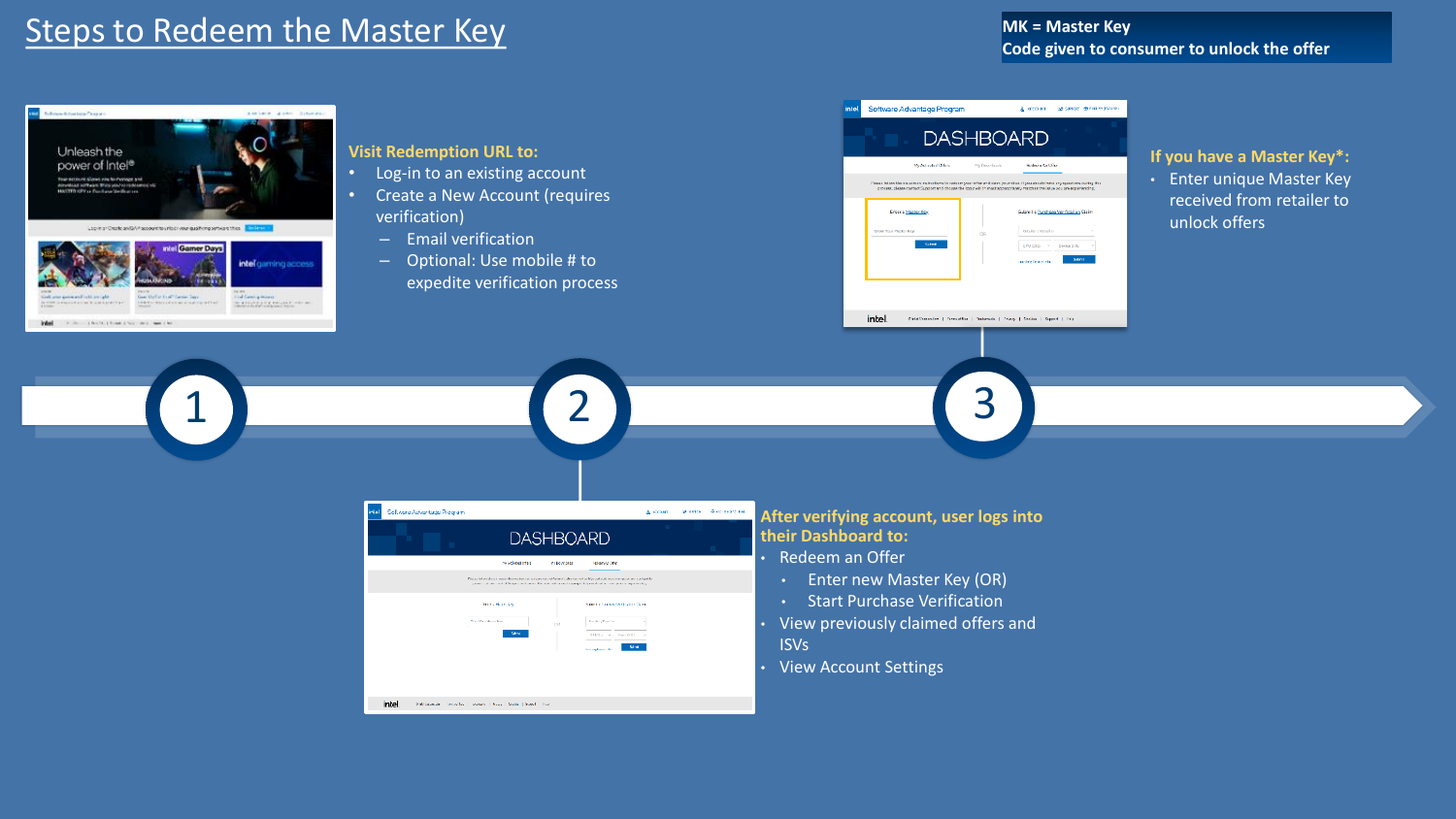# Steps to Redeem the Master Key

**MK = Master Key**
**Code given to consumer to unlock the offer**

## 1

**Visit Redemption URL to:**

- Log-in to an existing account
- Create a New Account (requires verification)
  - Email verification
  - Optional: Use mobile # to expedite verification process

## 2

**After verifying account, user logs into their Dashboard to:**

- Redeem an Offer
  - Enter new Master Key (OR)
  - Start Purchase Verification
- View previously claimed offers and ISVs
- View Account Settings

## 3

**If you have a Master Key*:**

- Enter unique Master Key received from retailer to unlock offers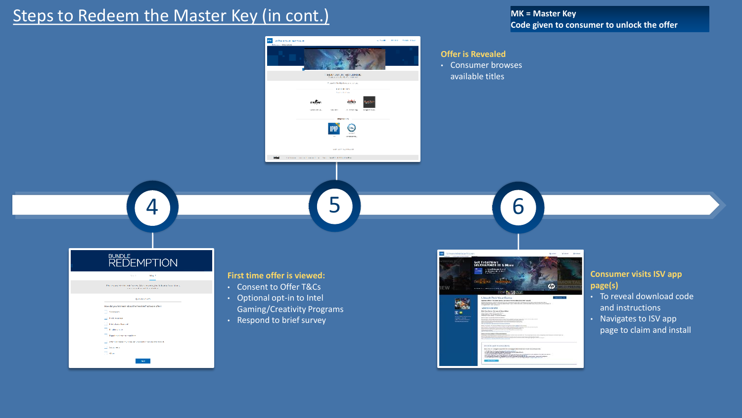# Steps to Redeem the Master Key (in cont.)

**MK = Master Key**
**Code given to consumer to unlock the offer**

## 4

**First time offer is viewed:**

- Consent to Offer T&Cs
- Optional opt-in to Intel Gaming/Creativity Programs
- Respond to brief survey

## 5

**Offer is Revealed**

- Consumer browses available titles

## 6

**Consumer visits ISV app page(s)**

- To reveal download code and instructions
- Navigates to ISV app page to claim and install